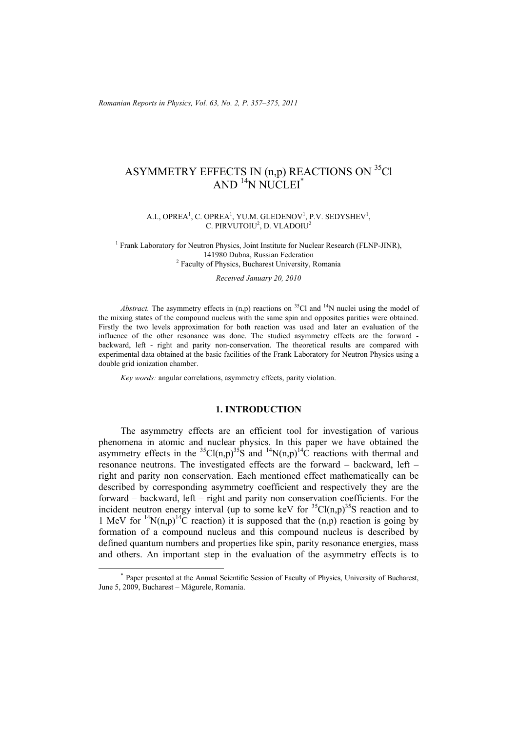# ASYMMETRY EFFECTS IN (n,p) REACTIONS ON $^{35}$Cl AND $^{14}$N NUCLEI[*]

A.I., OPREA[1], C. OPREA[1], YU.M. GLEDENOV[1], P.V. SEDYSHEV[1], C. PIRVUTOIU[2], D. VLADOIU[2]

[1] Frank Laboratory for Neutron Physics, Joint Institute for Nuclear Research (FLNP-JINR), 141980 Dubna, Russian Federation
[2] Faculty of Physics, Bucharest University, Romania

*Received January 20, 2010*

*Abstract.* The asymmetry effects in (n,p) reactions on $^{35}$Cl and $^{14}$N nuclei using the model of the mixing states of the compound nucleus with the same spin and opposites parities were obtained. Firstly the two levels approximation for both reaction was used and later an evaluation of the influence of the other resonance was done. The studied asymmetry effects are the forward - backward, left - right and parity non-conservation. The theoretical results are compared with experimental data obtained at the basic facilities of the Frank Laboratory for Neutron Physics using a double grid ionization chamber.

*Key words:* angular correlations, asymmetry effects, parity violation.

## 1. INTRODUCTION

The asymmetry effects are an efficient tool for investigation of various phenomena in atomic and nuclear physics. In this paper we have obtained the asymmetry effects in the $^{35}$Cl(n,p)$^{35}$S and $^{14}$N(n,p)$^{14}$C reactions with thermal and resonance neutrons. The investigated effects are the forward – backward, left – right and parity non conservation. Each mentioned effect mathematically can be described by corresponding asymmetry coefficient and respectively they are the forward – backward, left – right and parity non conservation coefficients. For the incident neutron energy interval (up to some keV for $^{35}$Cl(n,p)$^{35}$S reaction and to 1 MeV for $^{14}$N(n,p)$^{14}$C reaction) it is supposed that the (n,p) reaction is going by formation of a compound nucleus and this compound nucleus is described by defined quantum numbers and properties like spin, parity resonance energies, mass and others. An important step in the evaluation of the asymmetry effects is to

[*] Paper presented at the Annual Scientific Session of Faculty of Physics, University of Bucharest, June 5, 2009, Bucharest – Măgurele, Romania.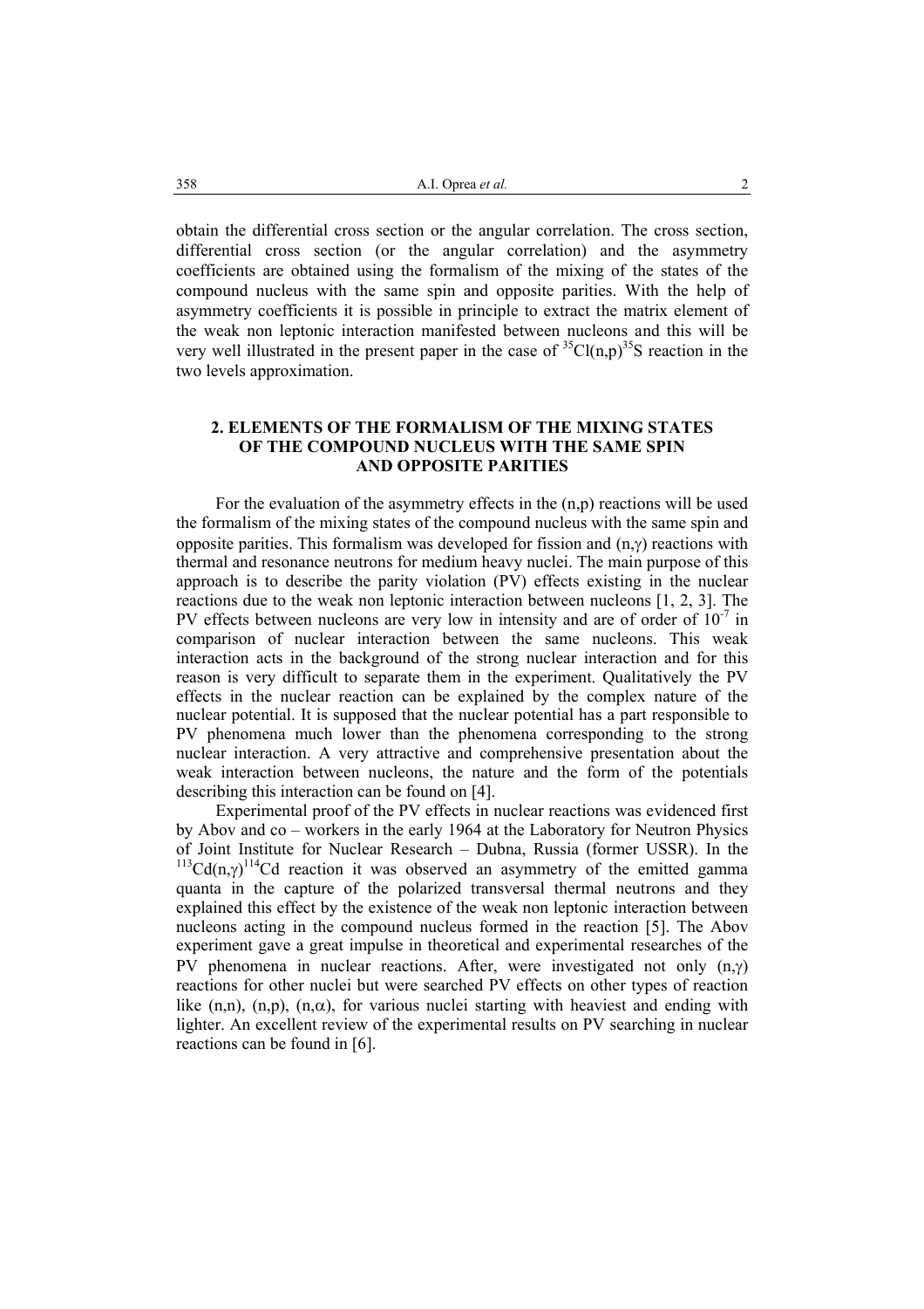obtain the differential cross section or the angular correlation. The cross section, differential cross section (or the angular correlation) and the asymmetry coefficients are obtained using the formalism of the mixing of the states of the compound nucleus with the same spin and opposite parities. With the help of asymmetry coefficients it is possible in principle to extract the matrix element of the weak non leptonic interaction manifested between nucleons and this will be very well illustrated in the present paper in the case of $^{35}Cl(n,p)^{35}S$ reaction in the two levels approximation.

## 2. ELEMENTS OF THE FORMALISM OF THE MIXING STATES OF THE COMPOUND NUCLEUS WITH THE SAME SPIN AND OPPOSITE PARITIES

For the evaluation of the asymmetry effects in the (n,p) reactions will be used the formalism of the mixing states of the compound nucleus with the same spin and opposite parities. This formalism was developed for fission and (n,$\gamma$) reactions with thermal and resonance neutrons for medium heavy nuclei. The main purpose of this approach is to describe the parity violation (PV) effects existing in the nuclear reactions due to the weak non leptonic interaction between nucleons [1, 2, 3]. The PV effects between nucleons are very low in intensity and are of order of $10^{-7}$ in comparison of nuclear interaction between the same nucleons. This weak interaction acts in the background of the strong nuclear interaction and for this reason is very difficult to separate them in the experiment. Qualitatively the PV effects in the nuclear reaction can be explained by the complex nature of the nuclear potential. It is supposed that the nuclear potential has a part responsible to PV phenomena much lower than the phenomena corresponding to the strong nuclear interaction. A very attractive and comprehensive presentation about the weak interaction between nucleons, the nature and the form of the potentials describing this interaction can be found on [4].

Experimental proof of the PV effects in nuclear reactions was evidenced first by Abov and co – workers in the early 1964 at the Laboratory for Neutron Physics of Joint Institute for Nuclear Research – Dubna, Russia (former USSR). In the $^{113}Cd(n,\gamma)^{114}Cd$ reaction it was observed an asymmetry of the emitted gamma quanta in the capture of the polarized transversal thermal neutrons and they explained this effect by the existence of the weak non leptonic interaction between nucleons acting in the compound nucleus formed in the reaction [5]. The Abov experiment gave a great impulse in theoretical and experimental researches of the PV phenomena in nuclear reactions. After, were investigated not only (n,$\gamma$) reactions for other nuclei but were searched PV effects on other types of reaction like (n,n), (n,p), (n,$\alpha$), for various nuclei starting with heaviest and ending with lighter. An excellent review of the experimental results on PV searching in nuclear reactions can be found in [6].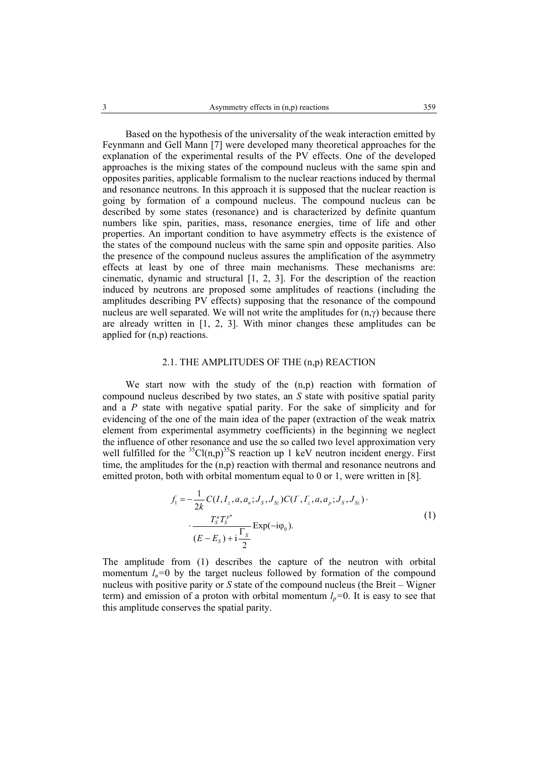Based on the hypothesis of the universality of the weak interaction emitted by Feynmann and Gell Mann [7] were developed many theoretical approaches for the explanation of the experimental results of the PV effects. One of the developed approaches is the mixing states of the compound nucleus with the same spin and opposites parities, applicable formalism to the nuclear reactions induced by thermal and resonance neutrons. In this approach it is supposed that the nuclear reaction is going by formation of a compound nucleus. The compound nucleus can be described by some states (resonance) and is characterized by definite quantum numbers like spin, parities, mass, resonance energies, time of life and other properties. An important condition to have asymmetry effects is the existence of the states of the compound nucleus with the same spin and opposite parities. Also the presence of the compound nucleus assures the amplification of the asymmetry effects at least by one of three main mechanisms. These mechanisms are: cinematic, dynamic and structural [1, 2, 3]. For the description of the reaction induced by neutrons are proposed some amplitudes of reactions (including the amplitudes describing PV effects) supposing that the resonance of the compound nucleus are well separated. We will not write the amplitudes for (n,γ) because there are already written in [1, 2, 3]. With minor changes these amplitudes can be applied for (n,p) reactions.

### 2.1. THE AMPLITUDES OF THE (n,p) REACTION

We start now with the study of the (n,p) reaction with formation of compound nucleus described by two states, an *S* state with positive spatial parity and a *P* state with negative spatial parity. For the sake of simplicity and for evidencing of the one of the main idea of the paper (extraction of the weak matrix element from experimental asymmetry coefficients) in the beginning we neglect the influence of other resonance and use the so called two level approximation very well fulfilled for the $^{35}$Cl(n,p)$^{35}$S reaction up 1 keV neutron incident energy. First time, the amplitudes for the (n,p) reaction with thermal and resonance neutrons and emitted proton, both with orbital momentum equal to 0 or 1, were written in [8].

$$
\begin{aligned}
f_1 = -\frac{1}{2k} C(I, I_z, a, a_n; J_S, J_{Sz}) C(I^{'}, I^{'}_z, a, a_p; J_S, J_{Sz}) \cdot \\
\cdot \frac{T_S^n T_S^{p*}}{(E - E_S) + \mathrm{i}\dfrac{\Gamma_S}{2}} \mathrm{Exp}(-\mathrm{i}\varphi_0).
\end{aligned}
\tag{1}
$$

The amplitude from (1) describes the capture of the neutron with orbital momentum $l_n$=0 by the target nucleus followed by formation of the compound nucleus with positive parity or *S* state of the compound nucleus (the Breit – Wigner term) and emission of a proton with orbital momentum $l_p$=0. It is easy to see that this amplitude conserves the spatial parity.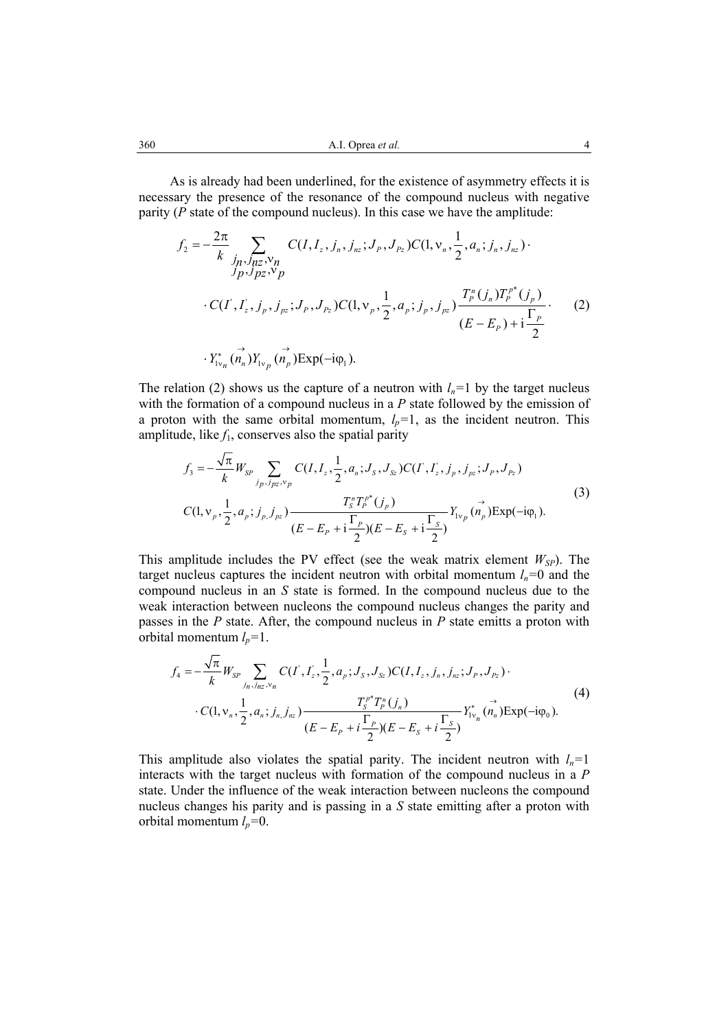As is already had been underlined, for the existence of asymmetry effects it is necessary the presence of the resonance of the compound nucleus with negative parity ($P$ state of the compound nucleus). In this case we have the amplitude:

$$
\begin{aligned}
f_2 = -\frac{2\pi}{k} \sum_{\substack{j_n, j_{nz}, \nu_n \\ j_p, j_{pz}, \nu_p}} & C(I, I_z, j_n, j_{nz}; J_P, J_{Pz}) C(1, \nu_n, \frac{1}{2}, a_n; j_n, j_{nz}) \cdot \\
& \cdot C(I', I'_z, j_p, j_{pz}; J_P, J_{Pz}) C(1, \nu_p, \frac{1}{2}, a_p; j_p, j_{pz}) \frac{T_P^n(j_n) T_P^{p*}(j_p)}{(E - E_P) + \mathrm{i}\dfrac{\Gamma_P}{2}} \cdot \\
& \cdot Y^*_{1\nu_n}(\vec{n}_n) Y_{1\nu_p}(\vec{n}_p) \mathrm{Exp}(-\mathrm{i}\varphi_1).
\end{aligned}
\tag{2}
$$

The relation (2) shows us the capture of a neutron with $l_n$=1 by the target nucleus with the formation of a compound nucleus in a $P$ state followed by the emission of a proton with the same orbital momentum, $l_p$=1, as the incident neutron. This amplitude, like $f_1$, conserves also the spatial parity

$$
\begin{aligned}
f_3 = -\frac{\sqrt{\pi}}{k} W_{SP} \sum_{j_p, j_{pz}, \nu_p} & C(I, I_z, \frac{1}{2}, a_n; J_S, J_{Sz}) C(I', I'_z, j_p, j_{pz}; J_P, J_{Pz}) \\
& C(1, \nu_p, \frac{1}{2}, a_p; j_p, j_{pz}) \frac{T_S^n T_P^{p*}(j_p)}{(E - E_P + \mathrm{i}\dfrac{\Gamma_P}{2})(E - E_S + \mathrm{i}\dfrac{\Gamma_S}{2})} Y_{1\nu_p}(\vec{n}_p) \mathrm{Exp}(-\mathrm{i}\varphi_1).
\end{aligned}
\tag{3}
$$

This amplitude includes the PV effect (see the weak matrix element $W_{SP}$). The target nucleus captures the incident neutron with orbital momentum $l_n$=0 and the compound nucleus in an $S$ state is formed. In the compound nucleus due to the weak interaction between nucleons the compound nucleus changes the parity and passes in the $P$ state. After, the compound nucleus in $P$ state emitts a proton with orbital momentum $l_p$=1.

$$
\begin{aligned}
f_4 = -\frac{\sqrt{\pi}}{k} W_{SP} \sum_{j_n, j_{nz}, \nu_n} & C(I', I'_z, \frac{1}{2}, a_p; J_S, J_{Sz}) C(I, I_z, j_n, j_{nz}; J_P, J_{Pz}) \cdot \\
& \cdot C(1, \nu_n, \frac{1}{2}, a_n; j_n, j_{nz}) \frac{T_S^{p*} T_P^n(j_n)}{(E - E_P + i\dfrac{\Gamma_P}{2})(E - E_S + i\dfrac{\Gamma_S}{2})} Y^*_{1\nu_n}(\vec{n}_n) \mathrm{Exp}(-\mathrm{i}\varphi_0).
\end{aligned}
\tag{4}
$$

This amplitude also violates the spatial parity. The incident neutron with $l_n$=1 interacts with the target nucleus with formation of the compound nucleus in a $P$ state. Under the influence of the weak interaction between nucleons the compound nucleus changes his parity and is passing in a $S$ state emitting after a proton with orbital momentum $l_p$=0.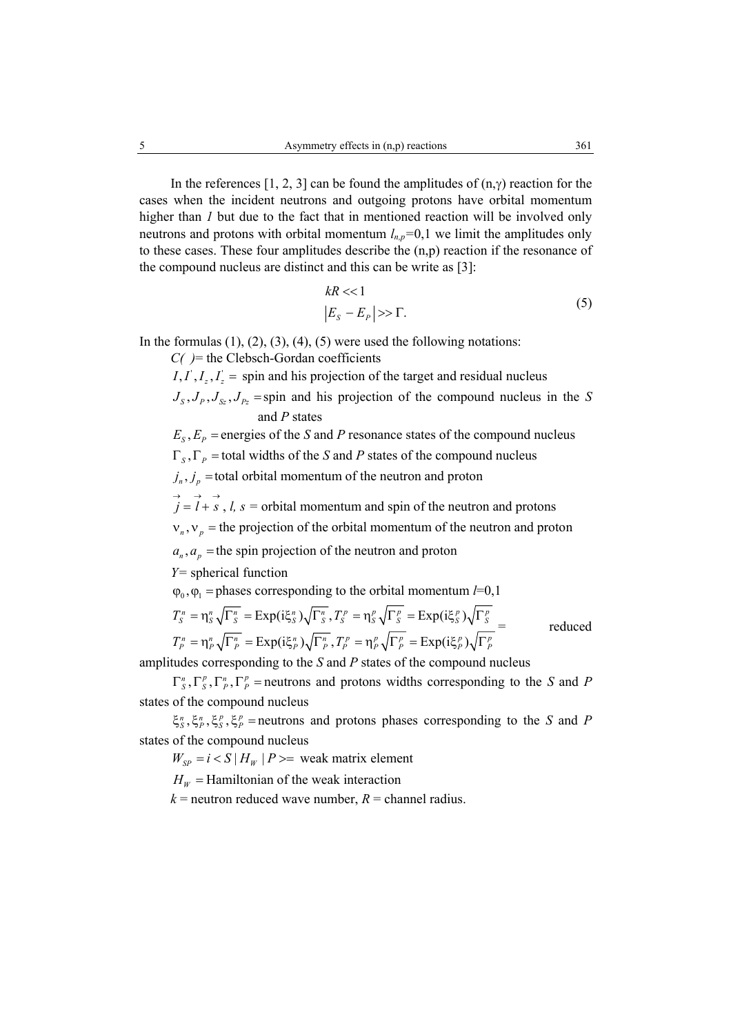In the references [1, 2, 3] can be found the amplitudes of (n,γ) reaction for the cases when the incident neutrons and outgoing protons have orbital momentum higher than *1* but due to the fact that in mentioned reaction will be involved only neutrons and protons with orbital momentum $l_{n,p}$=0,1 we limit the amplitudes only to these cases. These four amplitudes describe the (n,p) reaction if the resonance of the compound nucleus are distinct and this can be write as [3]:

$$
\begin{aligned}
&kR << 1 \\
&\left|E_S - E_P\right| >> \Gamma.
\end{aligned}
\tag{5}
$$

In the formulas (1), (2), (3), (4), (5) were used the following notations:

$C(\ )$= the Clebsch-Gordan coefficients

$I, I', I_z, I'_z =$ spin and his projection of the target and residual nucleus

$J_S, J_P, J_{Sz}, J_{Pz} =$ spin and his projection of the compound nucleus in the *S* and *P* states

$E_S, E_P =$ energies of the *S* and *P* resonance states of the compound nucleus

$\Gamma_S, \Gamma_P =$ total widths of the *S* and *P* states of the compound nucleus

$j_n, j_p =$ total orbital momentum of the neutron and proton

$\vec{j} = \vec{l} + \vec{s}$ , *l, s* = orbital momentum and spin of the neutron and protons

$\nu_n, \nu_p =$ the projection of the orbital momentum of the neutron and proton

$a_n, a_p =$ the spin projection of the neutron and proton

*Y*= spherical function

$\varphi_0, \varphi_1 =$ phases corresponding to the orbital momentum *l*=0,1

$T_S^n = \eta_S^n \sqrt{\Gamma_S^n} = \mathrm{Exp}(i\xi_S^n)\sqrt{\Gamma_S^n}, T_S^p = \eta_S^p \sqrt{\Gamma_S^p} = \mathrm{Exp}(i\xi_S^p)\sqrt{\Gamma_S^p}$

$T_P^n = \eta_P^n \sqrt{\Gamma_P^n} = \mathrm{Exp}(i\xi_P^n)\sqrt{\Gamma_P^n}, T_P^p = \eta_P^p \sqrt{\Gamma_P^p} = \mathrm{Exp}(i\xi_P^p)\sqrt{\Gamma_P^p}$ = reduced amplitudes corresponding to the *S* and *P* states of the compound nucleus

$\Gamma_S^n, \Gamma_S^p, \Gamma_P^n, \Gamma_P^p =$ neutrons and protons widths corresponding to the *S* and *P* states of the compound nucleus

$\xi_S^n, \xi_P^n, \xi_S^p, \xi_P^p =$ neutrons and protons phases corresponding to the *S* and *P* states of the compound nucleus

$W_{SP} = i < S \,|\, H_W \,|\, P >=$ weak matrix element

$H_W =$ Hamiltonian of the weak interaction

*k* = neutron reduced wave number, *R* = channel radius.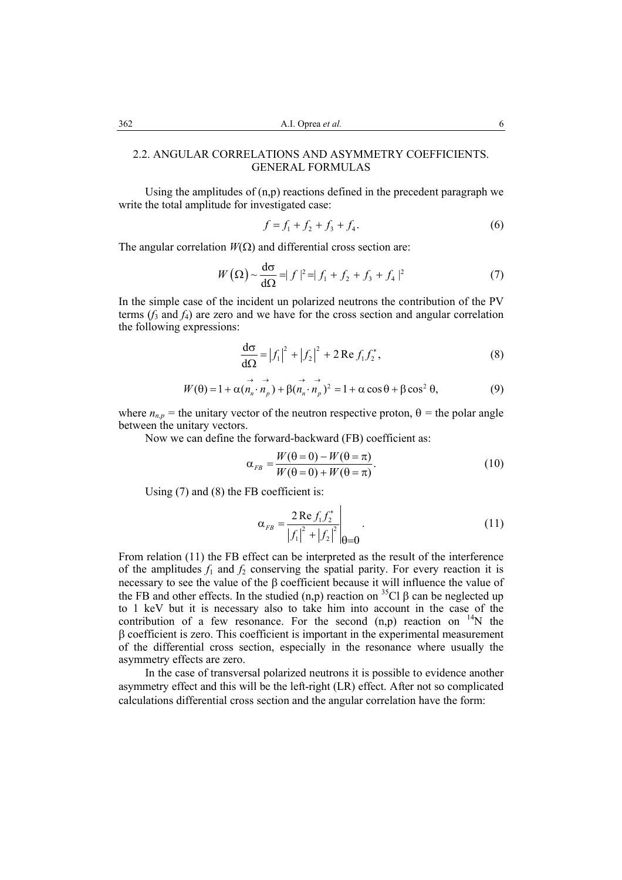## 2.2. ANGULAR CORRELATIONS AND ASYMMETRY COEFFICIENTS. GENERAL FORMULAS

Using the amplitudes of (n,p) reactions defined in the precedent paragraph we write the total amplitude for investigated case:

$$f = f_1 + f_2 + f_3 + f_4. \tag{6}$$

The angular correlation $W(\Omega)$ and differential cross section are:

$$W(\Omega) \sim \frac{d\sigma}{d\Omega} = |f|^2 = |f_1 + f_2 + f_3 + f_4|^2 \tag{7}$$

In the simple case of the incident un polarized neutrons the contribution of the PV terms ($f_3$ and $f_4$) are zero and we have for the cross section and angular correlation the following expressions:

$$\frac{d\sigma}{d\Omega} = |f_1|^2 + |f_2|^2 + 2\,\mathrm{Re}\, f_1 f_2^*, \tag{8}$$

$$W(\theta) = 1 + \alpha(\vec{n}_n \cdot \vec{n}_p) + \beta(\vec{n}_n \cdot \vec{n}_p)^2 = 1 + \alpha\cos\theta + \beta\cos^2\theta, \tag{9}$$

where $n_{n,p}$ = the unitary vector of the neutron respective proton, $\theta$ = the polar angle between the unitary vectors.

Now we can define the forward-backward (FB) coefficient as:

$$\alpha_{FB} = \frac{W(\theta = 0) - W(\theta = \pi)}{W(\theta = 0) + W(\theta = \pi)}. \tag{10}$$

Using (7) and (8) the FB coefficient is:

$$\alpha_{FB} = \left.\frac{2\,\mathrm{Re}\, f_1 f_2^*}{|f_1|^2 + |f_2|^2}\right|_{\theta=0}. \tag{11}$$

From relation (11) the FB effect can be interpreted as the result of the interference of the amplitudes $f_1$ and $f_2$ conserving the spatial parity. For every reaction it is necessary to see the value of the $\beta$ coefficient because it will influence the value of the FB and other effects. In the studied (n,p) reaction on $^{35}$Cl $\beta$ can be neglected up to 1 keV but it is necessary also to take him into account in the case of the contribution of a few resonance. For the second (n,p) reaction on $^{14}$N the $\beta$ coefficient is zero. This coefficient is important in the experimental measurement of the differential cross section, especially in the resonance where usually the asymmetry effects are zero.

In the case of transversal polarized neutrons it is possible to evidence another asymmetry effect and this will be the left-right (LR) effect. After not so complicated calculations differential cross section and the angular correlation have the form: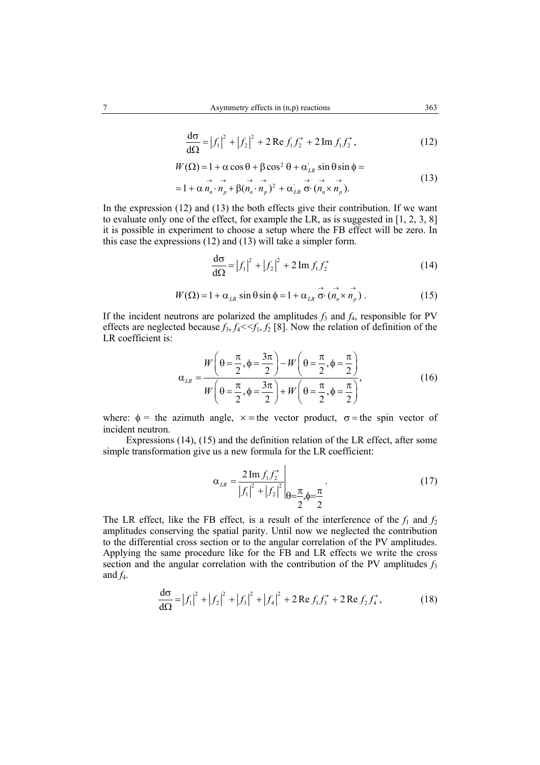$$\frac{\mathrm{d}\sigma}{\mathrm{d}\Omega} = \left|f_1\right|^2 + \left|f_2\right|^2 + 2\,\mathrm{Re}\, f_1 f_2^* + 2\,\mathrm{Im}\, f_1 f_2^*, \tag{12}$$

$$\begin{aligned} W(\Omega) &= 1 + \alpha\cos\theta + \beta\cos^2\theta + \alpha'_{LR}\sin\theta\sin\phi = \\ &= 1 + \alpha\,\vec{n}_n\cdot\vec{n}_p + \beta(\vec{n}_n\cdot\vec{n}_p)^2 + \alpha'_{LR}\,\vec{\sigma}\cdot(\vec{n}_n\times\vec{n}_p). \end{aligned} \tag{13}$$

In the expression (12) and (13) the both effects give their contribution. If we want to evaluate only one of the effect, for example the LR, as is suggested in [1, 2, 3, 8] it is possible in experiment to choose a setup where the FB effect will be zero. In this case the expressions (12) and (13) will take a simpler form.

$$\frac{\mathrm{d}\sigma}{\mathrm{d}\Omega} = \left|f_1\right|^2 + \left|f_2\right|^2 + 2\,\mathrm{Im}\, f_1 f_2^* \tag{14}$$

$$W(\Omega) = 1 + \alpha_{LR}\sin\theta\sin\phi = 1 + \alpha_{LR}\,\vec{\sigma}\cdot(\vec{n}_n\times\vec{n}_p)\,. \tag{15}$$

If the incident neutrons are polarized the amplitudes $f_3$ and $f_4$, responsible for PV effects are neglected because $f_3, f_4 << f_1, f_2$ [8]. Now the relation of definition of the LR coefficient is:

$$\alpha_{LR} = \frac{W\left(\theta=\frac{\pi}{2},\phi=\frac{3\pi}{2}\right) - W\left(\theta=\frac{\pi}{2},\phi=\frac{\pi}{2}\right)}{W\left(\theta=\frac{\pi}{2},\phi=\frac{3\pi}{2}\right) + W\left(\theta=\frac{\pi}{2},\phi=\frac{\pi}{2}\right)}, \tag{16}$$

where: $\phi$ = the azimuth angle, $\times$ = the vector product, $\sigma$ = the spin vector of incident neutron.

Expressions (14), (15) and the definition relation of the LR effect, after some simple transformation give us a new formula for the LR coefficient:

$$\alpha_{LR} = \left.\frac{2\,\mathrm{Im}\, f_1 f_2^*}{\left|f_1\right|^2 + \left|f_2\right|^2}\right|_{\theta=\frac{\pi}{2},\phi=\frac{\pi}{2}}. \tag{17}$$

The LR effect, like the FB effect, is a result of the interference of the $f_1$ and $f_2$ amplitudes conserving the spatial parity. Until now we neglected the contribution to the differential cross section or to the angular correlation of the PV amplitudes. Applying the same procedure like for the FB and LR effects we write the cross section and the angular correlation with the contribution of the PV amplitudes $f_3$ and $f_4$.

$$\frac{\mathrm{d}\sigma}{\mathrm{d}\Omega} = \left|f_1\right|^2 + \left|f_2\right|^2 + \left|f_3\right|^2 + \left|f_4\right|^2 + 2\,\mathrm{Re}\, f_1 f_3^* + 2\,\mathrm{Re}\, f_2 f_4^*, \tag{18}$$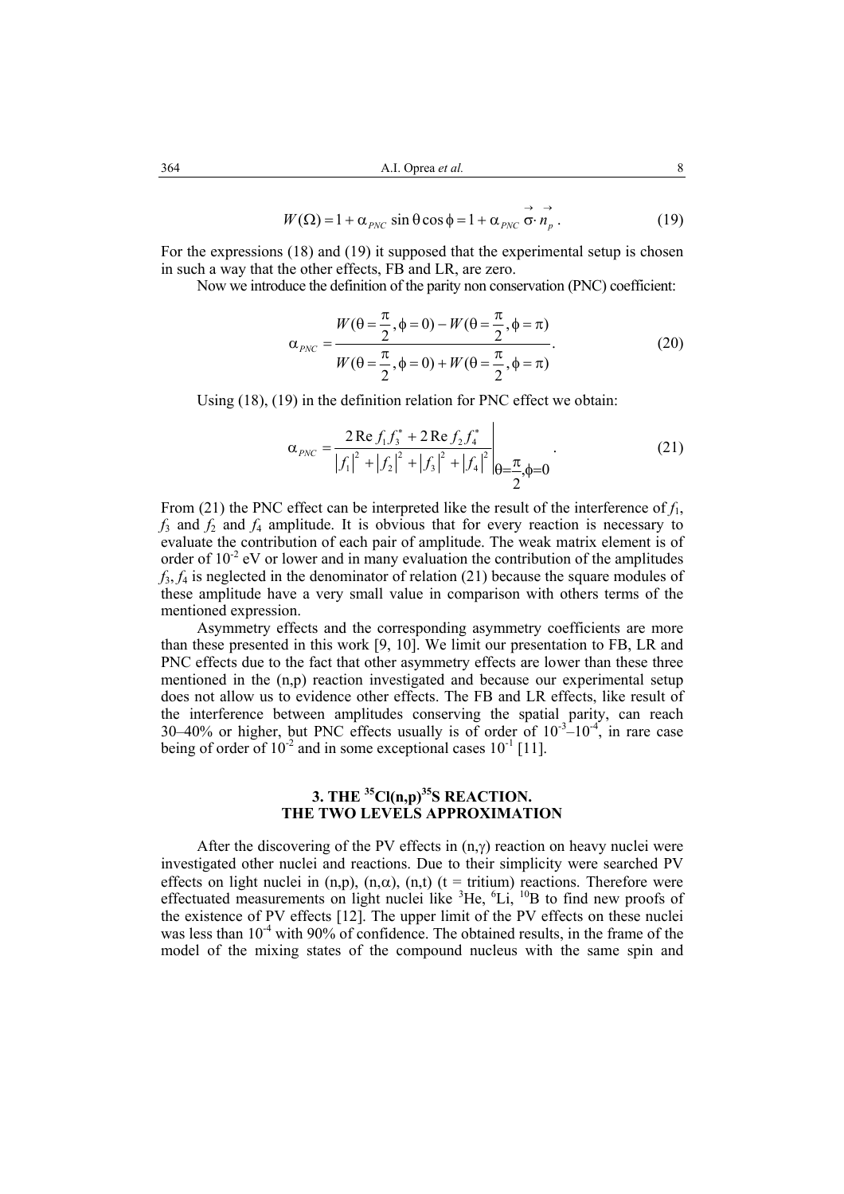$$W(\Omega) = 1 + \alpha_{PNC} \sin\theta \cos\phi = 1 + \alpha_{PNC}\, \vec{\sigma} \cdot \vec{n}_p \,. \tag{19}$$

For the expressions (18) and (19) it supposed that the experimental setup is chosen in such a way that the other effects, FB and LR, are zero.

Now we introduce the definition of the parity non conservation (PNC) coefficient:

$$\alpha_{PNC} = \frac{W(\theta = \frac{\pi}{2}, \phi = 0) - W(\theta = \frac{\pi}{2}, \phi = \pi)}{W(\theta = \frac{\pi}{2}, \phi = 0) + W(\theta = \frac{\pi}{2}, \phi = \pi)}. \tag{20}$$

Using (18), (19) in the definition relation for PNC effect we obtain:

$$\alpha_{PNC} = \left. \frac{2 \operatorname{Re} f_1 f_3^* + 2 \operatorname{Re} f_2 f_4^*}{|f_1|^2 + |f_2|^2 + |f_3|^2 + |f_4|^2} \right|_{\theta = \frac{\pi}{2}, \phi = 0} . \tag{21}$$

From (21) the PNC effect can be interpreted like the result of the interference of $f_1$, $f_3$ and $f_2$ and $f_4$ amplitude. It is obvious that for every reaction is necessary to evaluate the contribution of each pair of amplitude. The weak matrix element is of order of $10^{-2}$ eV or lower and in many evaluation the contribution of the amplitudes $f_3$, $f_4$ is neglected in the denominator of relation (21) because the square modules of these amplitude have a very small value in comparison with others terms of the mentioned expression.

Asymmetry effects and the corresponding asymmetry coefficients are more than these presented in this work [9, 10]. We limit our presentation to FB, LR and PNC effects due to the fact that other asymmetry effects are lower than these three mentioned in the (n,p) reaction investigated and because our experimental setup does not allow us to evidence other effects. The FB and LR effects, like result of the interference between amplitudes conserving the spatial parity, can reach 30–40% or higher, but PNC effects usually is of order of $10^{-3}$–$10^{-4}$, in rare case being of order of $10^{-2}$ and in some exceptional cases $10^{-1}$ [11].

## 3. THE $^{35}$Cl(n,p)$^{35}$S REACTION. THE TWO LEVELS APPROXIMATION

After the discovering of the PV effects in (n,γ) reaction on heavy nuclei were investigated other nuclei and reactions. Due to their simplicity were searched PV effects on light nuclei in (n,p), (n,α), (n,t) (t = tritium) reactions. Therefore were effectuated measurements on light nuclei like $^3$He, $^6$Li, $^{10}$B to find new proofs of the existence of PV effects [12]. The upper limit of the PV effects on these nuclei was less than $10^{-4}$ with 90% of confidence. The obtained results, in the frame of the model of the mixing states of the compound nucleus with the same spin and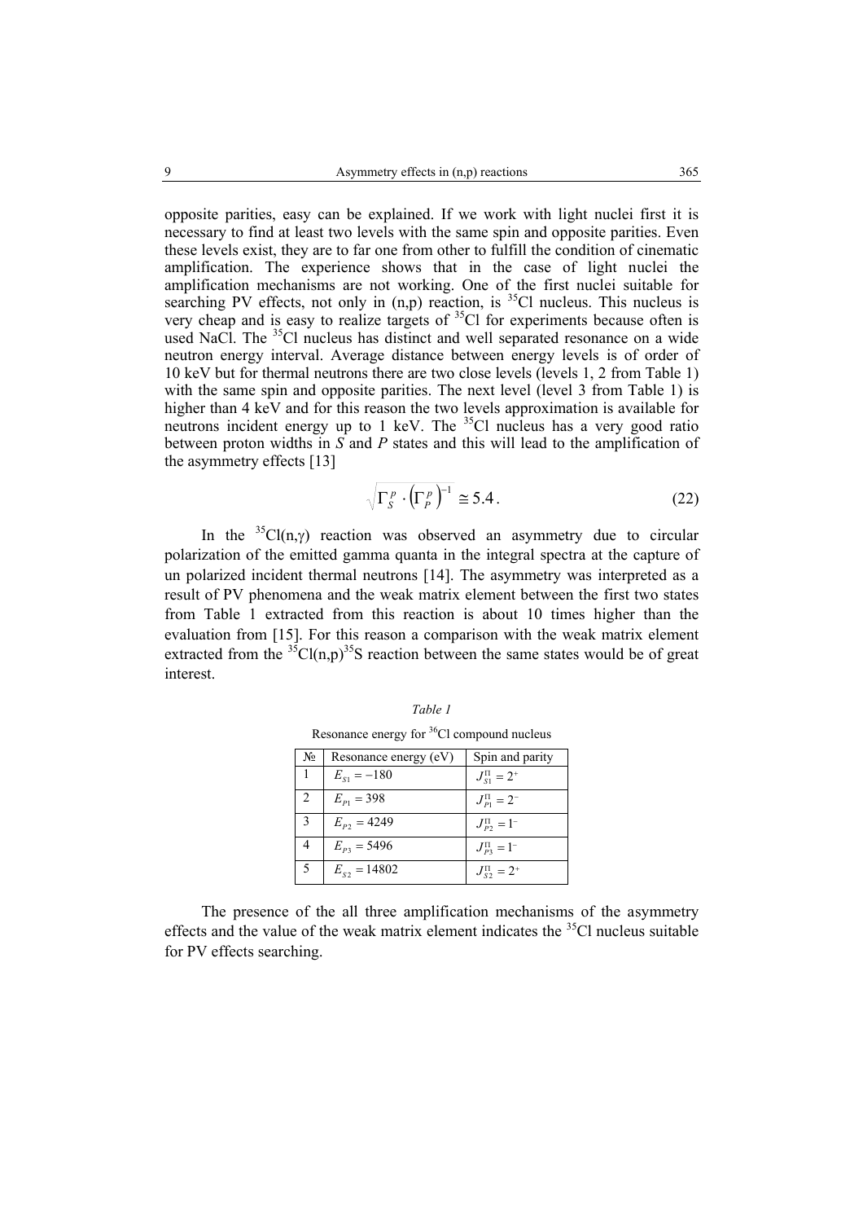opposite parities, easy can be explained. If we work with light nuclei first it is necessary to find at least two levels with the same spin and opposite parities. Even these levels exist, they are to far one from other to fulfill the condition of cinematic amplification. The experience shows that in the case of light nuclei the amplification mechanisms are not working. One of the first nuclei suitable for searching PV effects, not only in (n,p) reaction, is $^{35}$Cl nucleus. This nucleus is very cheap and is easy to realize targets of $^{35}$Cl for experiments because often is used NaCl. The $^{35}$Cl nucleus has distinct and well separated resonance on a wide neutron energy interval. Average distance between energy levels is of order of 10 keV but for thermal neutrons there are two close levels (levels 1, 2 from Table 1) with the same spin and opposite parities. The next level (level 3 from Table 1) is higher than 4 keV and for this reason the two levels approximation is available for neutrons incident energy up to 1 keV. The $^{35}$Cl nucleus has a very good ratio between proton widths in *S* and *P* states and this will lead to the amplification of the asymmetry effects [13]

$$\sqrt{\Gamma_S^p \cdot \left(\Gamma_P^p\right)^{-1}} \cong 5.4 . \tag{22}$$

In the $^{35}$Cl(n,γ) reaction was observed an asymmetry due to circular polarization of the emitted gamma quanta in the integral spectra at the capture of un polarized incident thermal neutrons [14]. The asymmetry was interpreted as a result of PV phenomena and the weak matrix element between the first two states from Table 1 extracted from this reaction is about 10 times higher than the evaluation from [15]. For this reason a comparison with the weak matrix element extracted from the $^{35}$Cl(n,p)$^{35}$S reaction between the same states would be of great interest.

*Table 1*

Resonance energy for $^{36}$Cl compound nucleus

| № | Resonance energy (eV) | Spin and parity |
|---|---|---|
| 1 | $E_{S1} = -180$ | $J_{S1}^{\Pi} = 2^{+}$ |
| 2 | $E_{P1} = 398$ | $J_{P1}^{\Pi} = 2^{-}$ |
| 3 | $E_{P2} = 4249$ | $J_{P2}^{\Pi} = 1^{-}$ |
| 4 | $E_{P3} = 5496$ | $J_{P3}^{\Pi} = 1^{-}$ |
| 5 | $E_{S2} = 14802$ | $J_{S2}^{\Pi} = 2^{+}$ |

The presence of the all three amplification mechanisms of the asymmetry effects and the value of the weak matrix element indicates the $^{35}$Cl nucleus suitable for PV effects searching.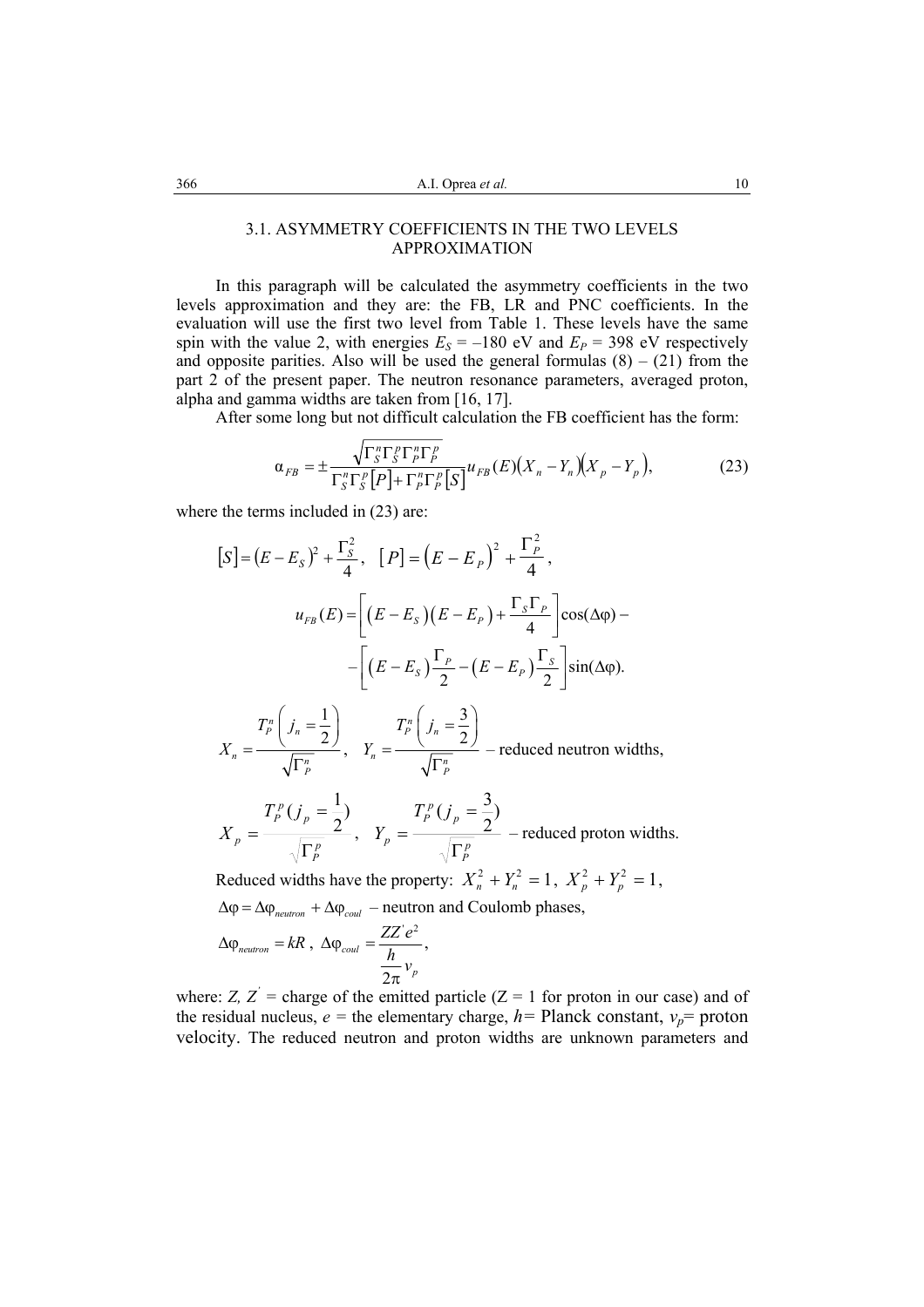### 3.1. ASYMMETRY COEFFICIENTS IN THE TWO LEVELS APPROXIMATION

In this paragraph will be calculated the asymmetry coefficients in the two levels approximation and they are: the FB, LR and PNC coefficients. In the evaluation will use the first two level from Table 1. These levels have the same spin with the value 2, with energies $E_S = -180$ eV and $E_P = 398$ eV respectively and opposite parities. Also will be used the general formulas (8) – (21) from the part 2 of the present paper. The neutron resonance parameters, averaged proton, alpha and gamma widths are taken from [16, 17].

After some long but not difficult calculation the FB coefficient has the form:

$$\alpha_{FB} = \pm \frac{\sqrt{\Gamma_S^n \Gamma_S^p \Gamma_P^n \Gamma_P^p}}{\Gamma_S^n \Gamma_S^p [P] + \Gamma_P^n \Gamma_P^p [S]} u_{FB}(E)\left(X_n - Y_n\right)\left(X_p - Y_p\right), \tag{23}$$

where the terms included in (23) are:

$$[S] = \left(E - E_S\right)^2 + \frac{\Gamma_S^2}{4}, \quad [P] = \left(E - E_P\right)^2 + \frac{\Gamma_P^2}{4},$$

$$u_{FB}(E) = \left[\left(E - E_S\right)\left(E - E_P\right) + \frac{\Gamma_S \Gamma_P}{4}\right]\cos(\Delta\varphi) -$$

$$-\left[\left(E - E_S\right)\frac{\Gamma_P}{2} - \left(E - E_P\right)\frac{\Gamma_S}{2}\right]\sin(\Delta\varphi).$$

$$X_n = \frac{T_P^n\left(j_n = \frac{1}{2}\right)}{\sqrt{\Gamma_P^n}}, \quad Y_n = \frac{T_P^n\left(j_n = \frac{3}{2}\right)}{\sqrt{\Gamma_P^n}} \text{ – reduced neutron widths,}$$

$$X_p = \frac{T_P^p\left(j_p = \frac{1}{2}\right)}{\sqrt{\Gamma_P^p}}, \quad Y_p = \frac{T_P^p\left(j_p = \frac{3}{2}\right)}{\sqrt{\Gamma_P^p}} \text{ – reduced proton widths.}$$

Reduced widths have the property: $X_n^2 + Y_n^2 = 1$, $X_p^2 + Y_p^2 = 1$,

$\Delta\varphi = \Delta\varphi_{neutron} + \Delta\varphi_{coul}$ – neutron and Coulomb phases,

$$\Delta\varphi_{neutron} = kR, \quad \Delta\varphi_{coul} = \frac{ZZ'e^2}{\frac{h}{2\pi}v_p},$$

where: $Z$, $Z'$ = charge of the emitted particle ($Z = 1$ for proton in our case) and of the residual nucleus, $e$ = the elementary charge, $h$ = Planck constant, $v_p$ = proton velocity. The reduced neutron and proton widths are unknown parameters and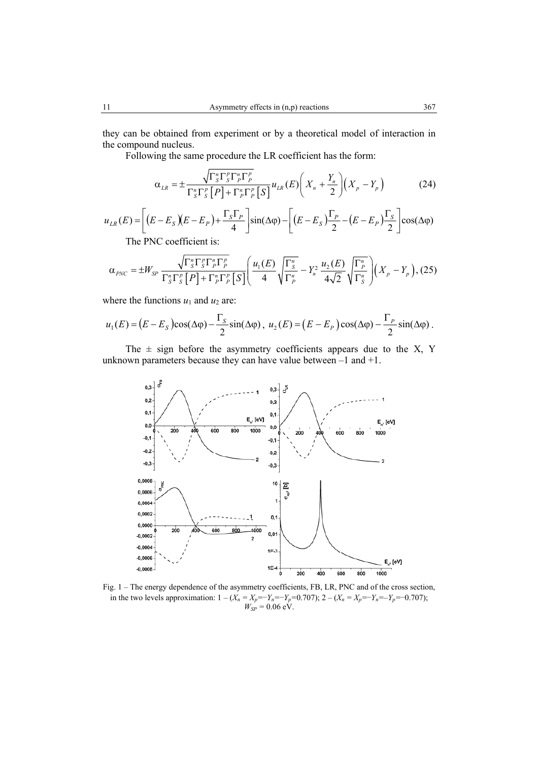they can be obtained from experiment or by a theoretical model of interaction in the compound nucleus.

Following the same procedure the LR coefficient has the form:

$$\alpha_{LR} = \pm \frac{\sqrt{\Gamma_S^n \Gamma_S^p \Gamma_P^n \Gamma_P^p}}{\Gamma_S^n \Gamma_S^p [P] + \Gamma_P^n \Gamma_P^p [S]} u_{LR}(E) \left( X_n + \frac{Y_n}{2} \right) \left( X_p - Y_p \right) \tag{24}$$

$$u_{LR}(E) = \left[ (E - E_S)(E - E_P) + \frac{\Gamma_S \Gamma_P}{4} \right] \sin(\Delta\varphi) - \left[ (E - E_S) \frac{\Gamma_P}{2} - (E - E_P) \frac{\Gamma_S}{2} \right] \cos(\Delta\varphi)$$

The PNC coefficient is:

$$\alpha_{PNC} = \pm W_{SP} \frac{\sqrt{\Gamma_S^n \Gamma_S^p \Gamma_P^n \Gamma_P^p}}{\Gamma_S^n \Gamma_S^p [P] - \Gamma_P^n \Gamma_P^p [S]} \left( \frac{u_1(E)}{4} \sqrt{\frac{\Gamma_S^n}{\Gamma_P^n}} - Y_n^2 \frac{u_2(E)}{4\sqrt{2}} \sqrt{\frac{\Gamma_P^n}{\Gamma_S^n}} \right) \left( X_p - Y_p \right), \tag{25}$$

where the functions $u_1$ and $u_2$ are:

$$u_1(E) = (E - E_S)\cos(\Delta\varphi) - \frac{\Gamma_S}{2}\sin(\Delta\varphi), \quad u_2(E) = (E - E_P)\cos(\Delta\varphi) - \frac{\Gamma_P}{2}\sin(\Delta\varphi).$$

The $\pm$ sign before the asymmetry coefficients appears due to the X, Y unknown parameters because they can have value between –1 and +1.

Fig. 1 – The energy dependence of the asymmetry coefficients, FB, LR, PNC and of the cross section, in the two levels approximation: 1 – ($X_n = X_p = -Y_n = -Y_p = 0.707$); 2 – ($X_n = X_p = -Y_n = -Y_p = -0.707$); $W_{SP} = 0.06$ eV.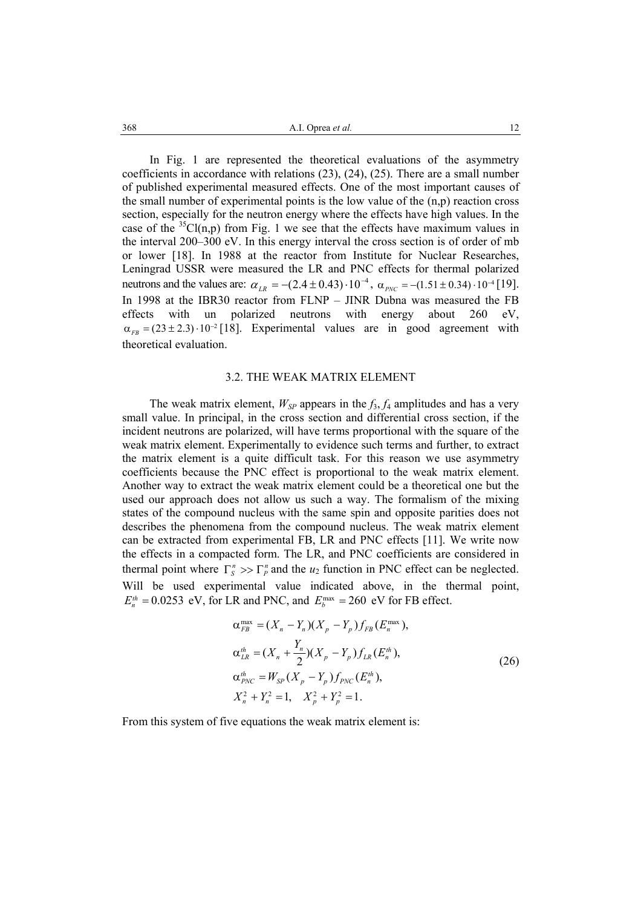In Fig. 1 are represented the theoretical evaluations of the asymmetry coefficients in accordance with relations (23), (24), (25). There are a small number of published experimental measured effects. One of the most important causes of the small number of experimental points is the low value of the (n,p) reaction cross section, especially for the neutron energy where the effects have high values. In the case of the $^{35}$Cl(n,p) from Fig. 1 we see that the effects have maximum values in the interval 200–300 eV. In this energy interval the cross section is of order of mb or lower [18]. In 1988 at the reactor from Institute for Nuclear Researches, Leningrad USSR were measured the LR and PNC effects for thermal polarized neutrons and the values are: $\alpha_{LR} = -(2.4 \pm 0.43) \cdot 10^{-4}$, $\alpha_{PNC} = -(1.51 \pm 0.34) \cdot 10^{-4}$ [19]. In 1998 at the IBR30 reactor from FLNP – JINR Dubna was measured the FB effects with un polarized neutrons with energy about 260 eV, $\alpha_{FB} = (23 \pm 2.3) \cdot 10^{-2}$ [18]. Experimental values are in good agreement with theoretical evaluation.

### 3.2. THE WEAK MATRIX ELEMENT

The weak matrix element, $W_{SP}$ appears in the $f_3$, $f_4$ amplitudes and has a very small value. In principal, in the cross section and differential cross section, if the incident neutrons are polarized, will have terms proportional with the square of the weak matrix element. Experimentally to evidence such terms and further, to extract the matrix element is a quite difficult task. For this reason we use asymmetry coefficients because the PNC effect is proportional to the weak matrix element. Another way to extract the weak matrix element could be a theoretical one but the used our approach does not allow us such a way. The formalism of the mixing states of the compound nucleus with the same spin and opposite parities does not describes the phenomena from the compound nucleus. The weak matrix element can be extracted from experimental FB, LR and PNC effects [11]. We write now the effects in a compacted form. The LR, and PNC coefficients are considered in thermal point where $\Gamma_S^n >> \Gamma_P^n$ and the $u_2$ function in PNC effect can be neglected. Will be used experimental value indicated above, in the thermal point, $E_n^{th} = 0.0253$ eV, for LR and PNC, and $E_b^{\max} = 260$ eV for FB effect.

$$
\begin{aligned}
&\alpha_{FB}^{\max} = (X_n - Y_n)(X_p - Y_p) f_{FB}(E_n^{\max}), \\
&\alpha_{LR}^{th} = (X_n + \frac{Y_n}{2})(X_p - Y_p) f_{LR}(E_n^{th}), \\
&\alpha_{PNC}^{th} = W_{SP}(X_p - Y_p) f_{PNC}(E_n^{th}), \\
&X_n^2 + Y_n^2 = 1, \quad X_p^2 + Y_p^2 = 1.
\end{aligned}
\tag{26}
$$

From this system of five equations the weak matrix element is: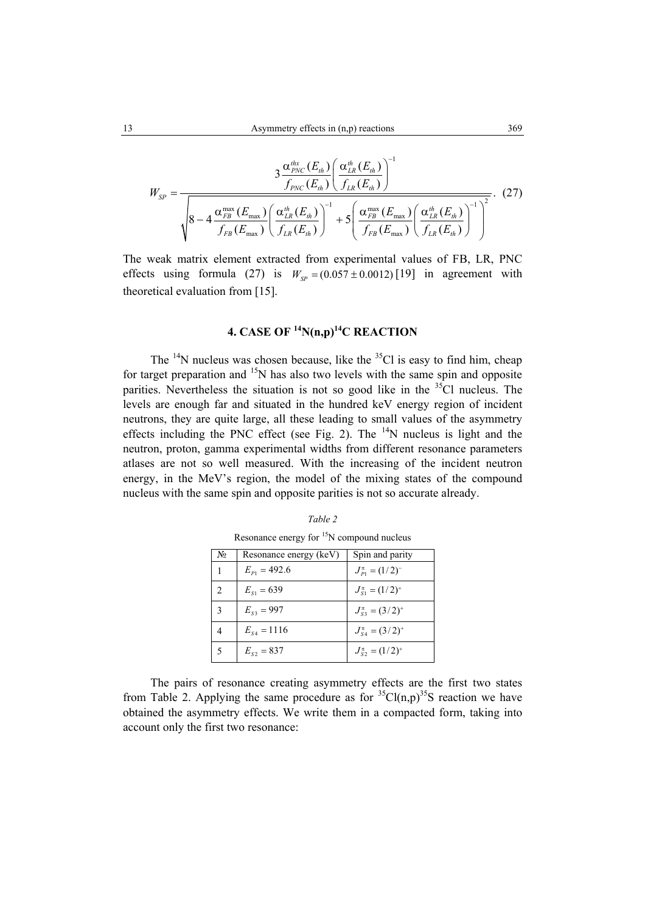$$
W_{SP} = \frac{3\dfrac{\alpha_{PNC}^{thx}(E_{th})}{f_{PNC}(E_{th})}\left(\dfrac{\alpha_{LR}^{th}(E_{th})}{f_{LR}(E_{th})}\right)^{-1}}{\sqrt{8 - 4\dfrac{\alpha_{FB}^{\max}(E_{\max})}{f_{FB}(E_{\max})}\left(\dfrac{\alpha_{LR}^{th}(E_{th})}{f_{LR}(E_{th})}\right)^{-1} + 5\left(\dfrac{\alpha_{FB}^{\max}(E_{\max})}{f_{FB}(E_{\max})}\left(\dfrac{\alpha_{LR}^{th}(E_{th})}{f_{LR}(E_{th})}\right)^{-1}\right)^{2}}}. \quad (27)
$$

The weak matrix element extracted from experimental values of FB, LR, PNC effects using formula (27) is $W_{SP} = (0.057 \pm 0.0012)$ [19] in agreement with theoretical evaluation from [15].

## 4. CASE OF $^{14}$N(n,p)$^{14}$C REACTION

The $^{14}$N nucleus was chosen because, like the $^{35}$Cl is easy to find him, cheap for target preparation and $^{15}$N has also two levels with the same spin and opposite parities. Nevertheless the situation is not so good like in the $^{35}$Cl nucleus. The levels are enough far and situated in the hundred keV energy region of incident neutrons, they are quite large, all these leading to small values of the asymmetry effects including the PNC effect (see Fig. 2). The $^{14}$N nucleus is light and the neutron, proton, gamma experimental widths from different resonance parameters atlases are not so well measured. With the increasing of the incident neutron energy, in the MeV's region, the model of the mixing states of the compound nucleus with the same spin and opposite parities is not so accurate already.

*Table 2*

Resonance energy for $^{15}$N compound nucleus

| № | Resonance energy (keV) | Spin and parity |
|---|---|---|
| 1 | $E_{P1} = 492.6$ | $J_{P1}^{\pi} = (1/2)^{-}$ |
| 2 | $E_{S1} = 639$ | $J_{S1}^{\pi} = (1/2)^{+}$ |
| 3 | $E_{S3} = 997$ | $J_{S3}^{\pi} = (3/2)^{+}$ |
| 4 | $E_{S4} = 1116$ | $J_{S4}^{\pi} = (3/2)^{+}$ |
| 5 | $E_{S2} = 837$ | $J_{S2}^{\pi} = (1/2)^{+}$ |

The pairs of resonance creating asymmetry effects are the first two states from Table 2. Applying the same procedure as for $^{35}$Cl(n,p)$^{35}$S reaction we have obtained the asymmetry effects. We write them in a compacted form, taking into account only the first two resonance: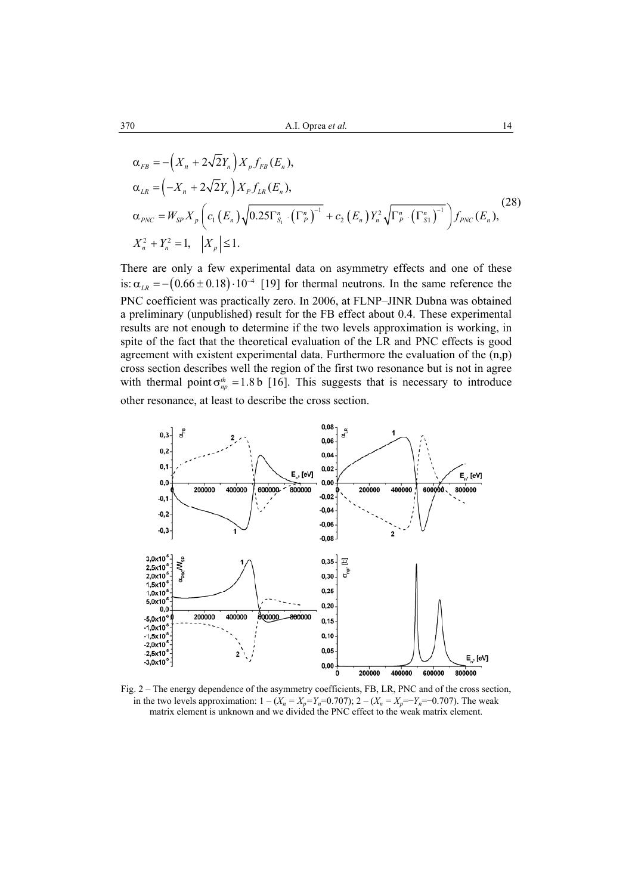$$
\begin{aligned}
&\alpha_{FB} = -\left(X_n + 2\sqrt{2}Y_n\right) X_p f_{FB}(E_n),\\
&\alpha_{LR} = \left(-X_n + 2\sqrt{2}Y_n\right) X_P f_{LR}(E_n),\\
&\alpha_{PNC} = W_{SP} X_p \left( c_1\left(E_n\right)\sqrt{0.25\Gamma^n_{S_1} \cdot \left(\Gamma^n_P\right)^{-1}} + c_2\left(E_n\right) Y_n^2 \sqrt{\Gamma^n_P \cdot \left(\Gamma^n_{S1}\right)^{-1}} \right) f_{PNC}(E_n),\\
&X_n^2 + Y_n^2 = 1, \quad \left|X_p\right| \le 1.
\end{aligned}
\tag{28}
$$

There are only a few experimental data on asymmetry effects and one of these is: $\alpha_{LR} = -\left(0.66 \pm 0.18\right)\cdot 10^{-4}$ [19] for thermal neutrons. In the same reference the PNC coefficient was practically zero. In 2006, at FLNP–JINR Dubna was obtained a preliminary (unpublished) result for the FB effect about 0.4. These experimental results are not enough to determine if the two levels approximation is working, in spite of the fact that the theoretical evaluation of the LR and PNC effects is good agreement with existent experimental data. Furthermore the evaluation of the (n,p) cross section describes well the region of the first two resonance but is not in agree with thermal point $\sigma^{th}_{np} = 1.8$ b [16]. This suggests that is necessary to introduce other resonance, at least to describe the cross section.

Fig. 2 – The energy dependence of the asymmetry coefficients, FB, LR, PNC and of the cross section, in the two levels approximation: 1 – ($X_n = X_p = Y_n = 0.707$); 2 – ($X_n = X_p = -Y_n = -0.707$). The weak matrix element is unknown and we divided the PNC effect to the weak matrix element.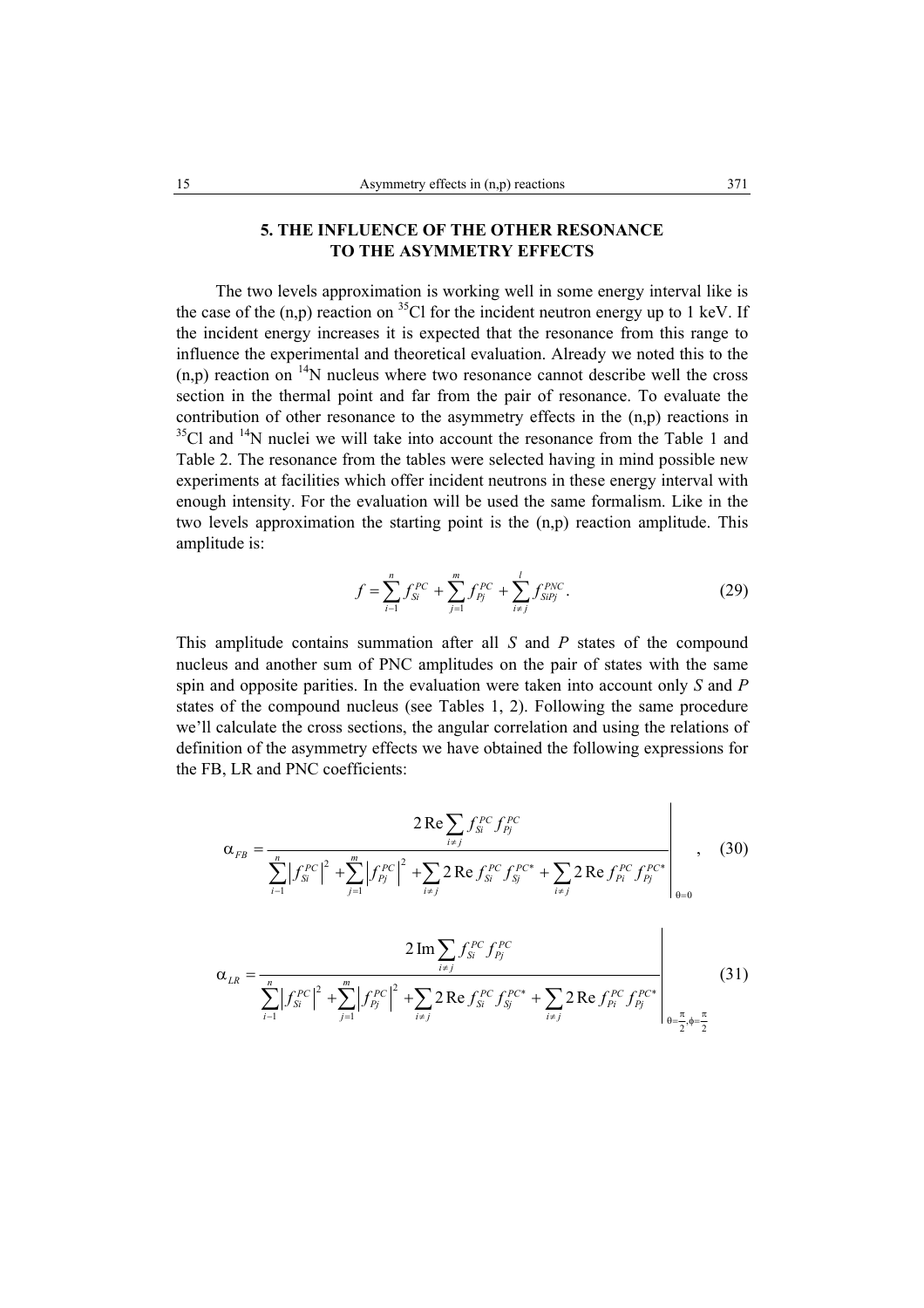## 5. THE INFLUENCE OF THE OTHER RESONANCE TO THE ASYMMETRY EFFECTS

The two levels approximation is working well in some energy interval like is the case of the (n,p) reaction on $^{35}$Cl for the incident neutron energy up to 1 keV. If the incident energy increases it is expected that the resonance from this range to influence the experimental and theoretical evaluation. Already we noted this to the (n,p) reaction on $^{14}$N nucleus where two resonance cannot describe well the cross section in the thermal point and far from the pair of resonance. To evaluate the contribution of other resonance to the asymmetry effects in the (n,p) reactions in $^{35}$Cl and $^{14}$N nuclei we will take into account the resonance from the Table 1 and Table 2. The resonance from the tables were selected having in mind possible new experiments at facilities which offer incident neutrons in these energy interval with enough intensity. For the evaluation will be used the same formalism. Like in the two levels approximation the starting point is the (n,p) reaction amplitude. This amplitude is:

$$f = \sum_{i=1}^{n} f_{Si}^{PC} + \sum_{j=1}^{m} f_{Pj}^{PC} + \sum_{i \neq j}^{l} f_{SiPj}^{PNC}. \tag{29}$$

This amplitude contains summation after all *S* and *P* states of the compound nucleus and another sum of PNC amplitudes on the pair of states with the same spin and opposite parities. In the evaluation were taken into account only *S* and *P* states of the compound nucleus (see Tables 1, 2). Following the same procedure we'll calculate the cross sections, the angular correlation and using the relations of definition of the asymmetry effects we have obtained the following expressions for the FB, LR and PNC coefficients:

$$\alpha_{FB} = \left. \frac{2\,\mathrm{Re}\sum\limits_{i \neq j} f_{Si}^{PC} f_{Pj}^{PC}}{\sum\limits_{i=1}^{n} \left| f_{Si}^{PC} \right|^2 + \sum\limits_{j=1}^{m} \left| f_{Pj}^{PC} \right|^2 + \sum\limits_{i \neq j} 2\,\mathrm{Re}\, f_{Si}^{PC} f_{Sj}^{PC*} + \sum\limits_{i \neq j} 2\,\mathrm{Re}\, f_{Pi}^{PC} f_{Pj}^{PC*}} \right|_{\theta = 0}, \tag{30}$$

$$\alpha_{LR} = \left. \frac{2\,\mathrm{Im}\sum\limits_{i \neq j} f_{Si}^{PC} f_{Pj}^{PC}}{\sum\limits_{i=1}^{n} \left| f_{Si}^{PC} \right|^2 + \sum\limits_{j=1}^{m} \left| f_{Pj}^{PC} \right|^2 + \sum\limits_{i \neq j} 2\,\mathrm{Re}\, f_{Si}^{PC} f_{Sj}^{PC*} + \sum\limits_{i \neq j} 2\,\mathrm{Re}\, f_{Pi}^{PC} f_{Pj}^{PC*}} \right|_{\theta = \frac{\pi}{2}, \phi = \frac{\pi}{2}} \tag{31}$$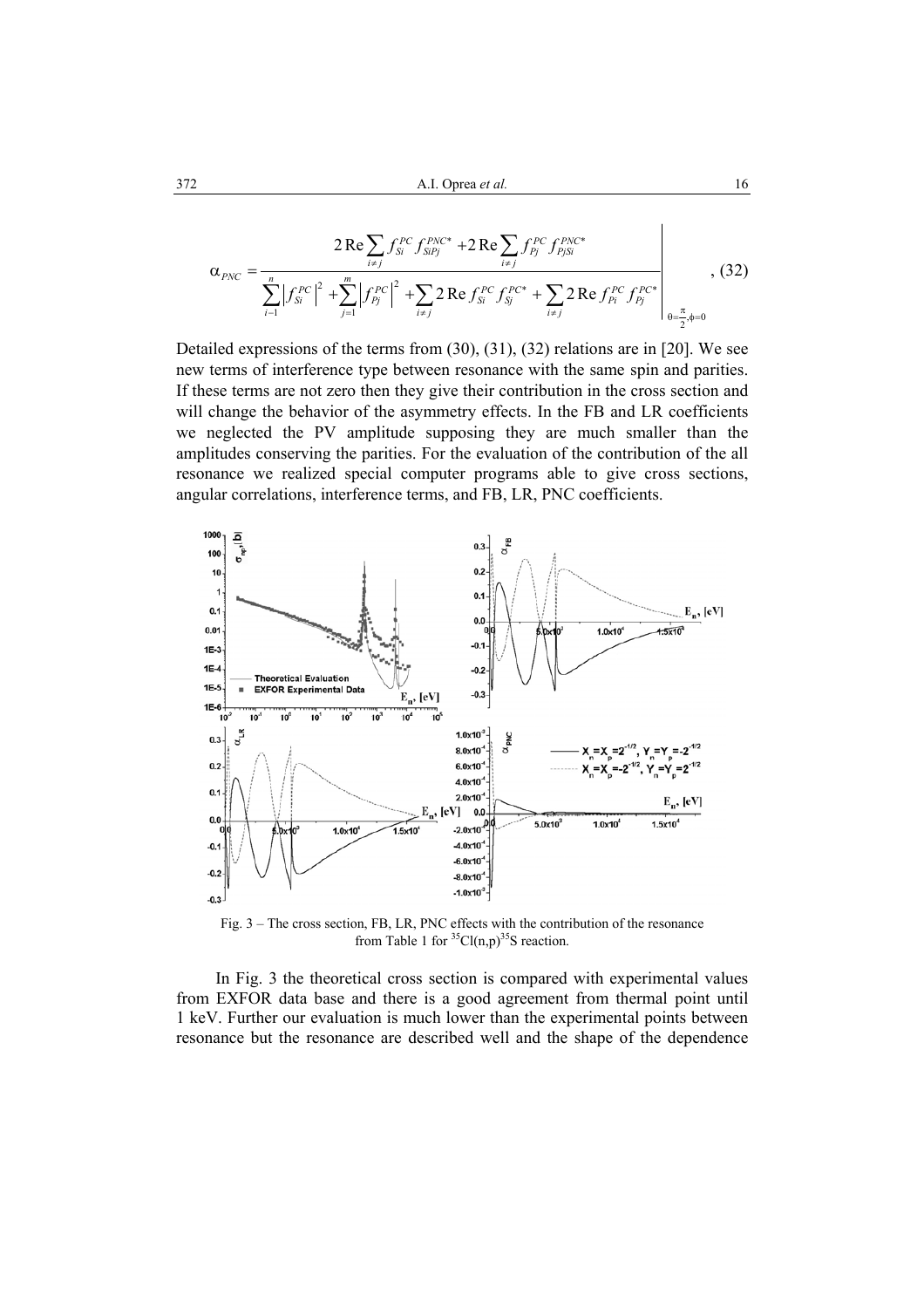$$\alpha_{PNC} = \left. \frac{2\,\mathrm{Re}\sum_{i\neq j} f_{Si}^{PC} f_{SiPj}^{PNC*} + 2\,\mathrm{Re}\sum_{i\neq j} f_{Pj}^{PC} f_{PjSi}^{PNC*}}{\sum_{i=1}^{n}\left|f_{Si}^{PC}\right|^2 + \sum_{j=1}^{m}\left|f_{Pj}^{PC}\right|^2 + \sum_{i\neq j} 2\,\mathrm{Re}\, f_{Si}^{PC} f_{Sj}^{PC*} + \sum_{i\neq j} 2\,\mathrm{Re}\, f_{Pi}^{PC} f_{Pj}^{PC*}} \right|_{\theta=\frac{\pi}{2},\phi=0}, \quad (32)$$

Detailed expressions of the terms from (30), (31), (32) relations are in [20]. We see new terms of interference type between resonance with the same spin and parities. If these terms are not zero then they give their contribution in the cross section and will change the behavior of the asymmetry effects. In the FB and LR coefficients we neglected the PV amplitude supposing they are much smaller than the amplitudes conserving the parities. For the evaluation of the contribution of the all resonance we realized special computer programs able to give cross sections, angular correlations, interference terms, and FB, LR, PNC coefficients.

Fig. 3 – The cross section, FB, LR, PNC effects with the contribution of the resonance from Table 1 for $^{35}Cl(n,p)^{35}S$ reaction.

In Fig. 3 the theoretical cross section is compared with experimental values from EXFOR data base and there is a good agreement from thermal point until 1 keV. Further our evaluation is much lower than the experimental points between resonance but the resonance are described well and the shape of the dependence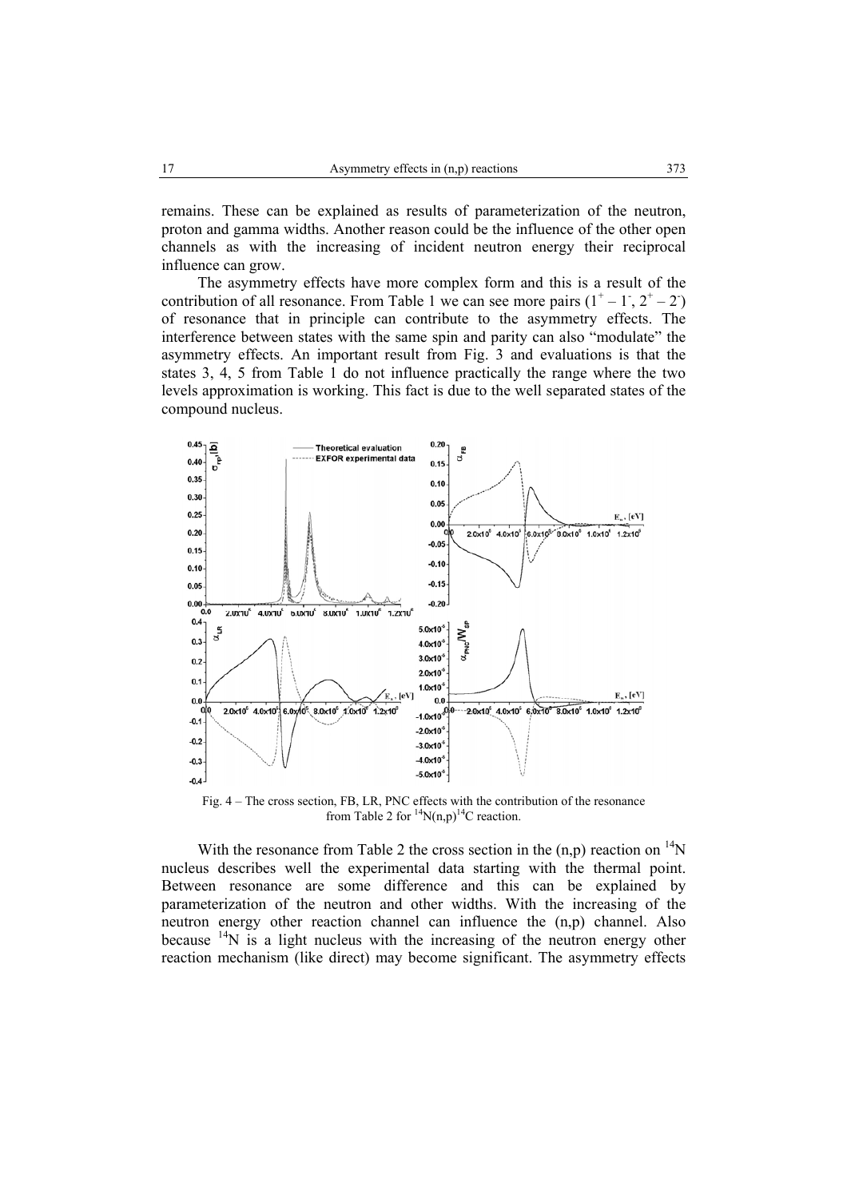remains. These can be explained as results of parameterization of the neutron, proton and gamma widths. Another reason could be the influence of the other open channels as with the increasing of incident neutron energy their reciprocal influence can grow.

The asymmetry effects have more complex form and this is a result of the contribution of all resonance. From Table 1 we can see more pairs ($1^+ - 1^-$, $2^+ - 2^-$) of resonance that in principle can contribute to the asymmetry effects. The interference between states with the same spin and parity can also "modulate" the asymmetry effects. An important result from Fig. 3 and evaluations is that the states 3, 4, 5 from Table 1 do not influence practically the range where the two levels approximation is working. This fact is due to the well separated states of the compound nucleus.

Fig. 4 – The cross section, FB, LR, PNC effects with the contribution of the resonance from Table 2 for $^{14}N(n,p)^{14}C$ reaction.

With the resonance from Table 2 the cross section in the (n,p) reaction on $^{14}N$ nucleus describes well the experimental data starting with the thermal point. Between resonance are some difference and this can be explained by parameterization of the neutron and other widths. With the increasing of the neutron energy other reaction channel can influence the (n,p) channel. Also because $^{14}N$ is a light nucleus with the increasing of the neutron energy other reaction mechanism (like direct) may become significant. The asymmetry effects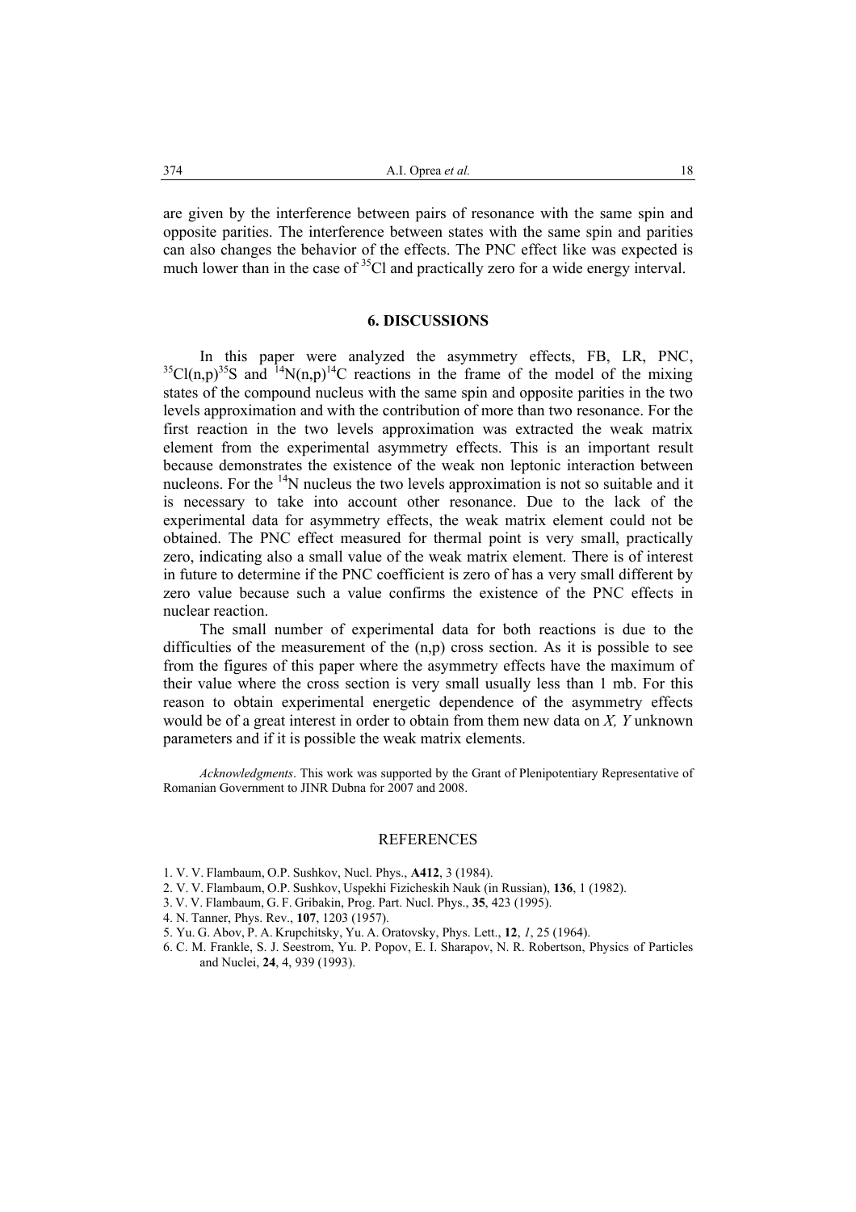are given by the interference between pairs of resonance with the same spin and opposite parities. The interference between states with the same spin and parities can also changes the behavior of the effects. The PNC effect like was expected is much lower than in the case of $^{35}$Cl and practically zero for a wide energy interval.

## 6. DISCUSSIONS

In this paper were analyzed the asymmetry effects, FB, LR, PNC, $^{35}$Cl(n,p)$^{35}$S and $^{14}$N(n,p)$^{14}$C reactions in the frame of the model of the mixing states of the compound nucleus with the same spin and opposite parities in the two levels approximation and with the contribution of more than two resonance. For the first reaction in the two levels approximation was extracted the weak matrix element from the experimental asymmetry effects. This is an important result because demonstrates the existence of the weak non leptonic interaction between nucleons. For the $^{14}$N nucleus the two levels approximation is not so suitable and it is necessary to take into account other resonance. Due to the lack of the experimental data for asymmetry effects, the weak matrix element could not be obtained. The PNC effect measured for thermal point is very small, practically zero, indicating also a small value of the weak matrix element. There is of interest in future to determine if the PNC coefficient is zero of has a very small different by zero value because such a value confirms the existence of the PNC effects in nuclear reaction.

The small number of experimental data for both reactions is due to the difficulties of the measurement of the (n,p) cross section. As it is possible to see from the figures of this paper where the asymmetry effects have the maximum of their value where the cross section is very small usually less than 1 mb. For this reason to obtain experimental energetic dependence of the asymmetry effects would be of a great interest in order to obtain from them new data on *X, Y* unknown parameters and if it is possible the weak matrix elements.

*Acknowledgments*. This work was supported by the Grant of Plenipotentiary Representative of Romanian Government to JINR Dubna for 2007 and 2008.

## REFERENCES

1. V. V. Flambaum, O.P. Sushkov, Nucl. Phys., **A412**, 3 (1984).
2. V. V. Flambaum, O.P. Sushkov, Uspekhi Fizicheskih Nauk (in Russian), **136**, 1 (1982).
3. V. V. Flambaum, G. F. Gribakin, Prog. Part. Nucl. Phys., **35**, 423 (1995).
4. N. Tanner, Phys. Rev., **107**, 1203 (1957).
5. Yu. G. Abov, P. A. Krupchitsky, Yu. A. Oratovsky, Phys. Lett., **12**, *1*, 25 (1964).
6. C. M. Frankle, S. J. Seestrom, Yu. P. Popov, E. I. Sharapov, N. R. Robertson, Physics of Particles and Nuclei, **24**, 4, 939 (1993).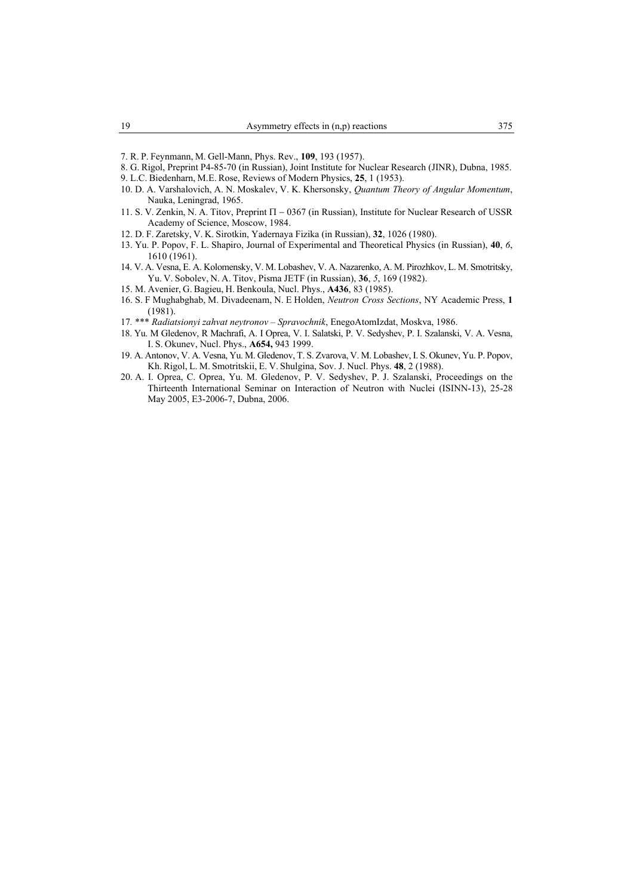7. R. P. Feynmann, M. Gell-Mann, Phys. Rev., **109**, 193 (1957).
8. G. Rigol, Preprint P4-85-70 (in Russian), Joint Institute for Nuclear Research (JINR), Dubna, 1985.
9. L.C. Biedenharn, M.E. Rose, Reviews of Modern Physics, **25**, 1 (1953).
10. D. A. Varshalovich, A. N. Moskalev, V. K. Khersonsky, *Quantum Theory of Angular Momentum*, Nauka, Leningrad, 1965.
11. S. V. Zenkin, N. A. Titov, Preprint Π – 0367 (in Russian), Institute for Nuclear Research of USSR Academy of Science, Moscow, 1984.
12. D. F. Zaretsky, V. K. Sirotkin, Yadernaya Fizika (in Russian), **32**, 1026 (1980).
13. Yu. P. Popov, F. L. Shapiro, Journal of Experimental and Theoretical Physics (in Russian), **40**, *6*, 1610 (1961).
14. V. A. Vesna, E. A. Kolomensky, V. M. Lobashev, V. A. Nazarenko, A. M. Pirozhkov, L. M. Smotritsky, Yu. V. Sobolev, N. A. Titov, Pisma JETF (in Russian), **36**, *5*, 169 (1982).
15. M. Avenier, G. Bagieu, H. Benkoula, Nucl. Phys., **A436**, 83 (1985).
16. S. F Mughabghab, M. Divadeenam, N. E Holden, *Neutron Cross Sections*, NY Academic Press, **1** (1981).
17. *** *Radiatsionyi zahvat neytronov – Spravochnik*, EnegoAtomIzdat, Moskva, 1986.
18. Yu. M Gledenov, R Machrafi, A. I Oprea, V. I. Salatski, P. V. Sedyshev, P. I. Szalanski, V. A. Vesna, I. S. Okunev, Nucl. Phys., **A654,** 943 1999.
19. A. Antonov, V. A. Vesna, Yu. M. Gledenov, T. S. Zvarova, V. M. Lobashev, I. S. Okunev, Yu. P. Popov, Kh. Rigol, L. M. Smotritskii, E. V. Shulgina, Sov. J. Nucl. Phys. **48**, 2 (1988).
20. A. I. Oprea, C. Oprea, Yu. M. Gledenov, P. V. Sedyshev, P. J. Szalanski, Proceedings on the Thirteenth International Seminar on Interaction of Neutron with Nuclei (ISINN-13), 25-28 May 2005, E3-2006-7, Dubna, 2006.